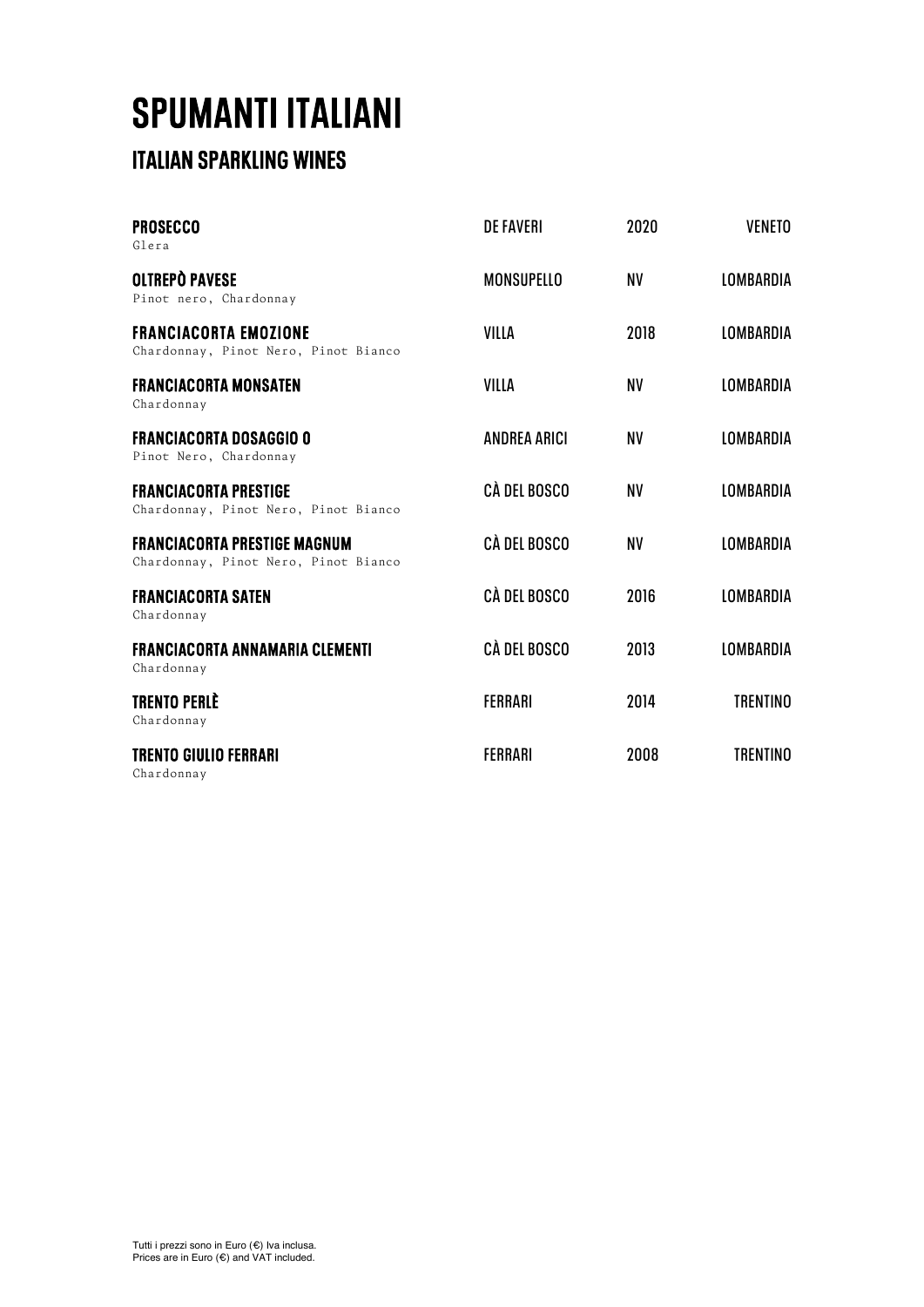# SPUMANTI ITALIANI

## ITALIAN SPARKLING WINES

| | | | |
|---|---|---|---|
| **PROSECCO**<br>Glera | DE FAVERI | 2020 | VENETO |
| **OLTREPÒ PAVESE**<br>Pinot nero, Chardonnay | MONSUPELLO | NV | LOMBARDIA |
| **FRANCIACORTA EMOZIONE**<br>Chardonnay, Pinot Nero, Pinot Bianco | VILLA | 2018 | LOMBARDIA |
| **FRANCIACORTA MONSATEN**<br>Chardonnay | VILLA | NV | LOMBARDIA |
| **FRANCIACORTA DOSAGGIO 0**<br>Pinot Nero, Chardonnay | ANDREA ARICI | NV | LOMBARDIA |
| **FRANCIACORTA PRESTIGE**<br>Chardonnay, Pinot Nero, Pinot Bianco | CÀ DEL BOSCO | NV | LOMBARDIA |
| **FRANCIACORTA PRESTIGE MAGNUM**<br>Chardonnay, Pinot Nero, Pinot Bianco | CÀ DEL BOSCO | NV | LOMBARDIA |
| **FRANCIACORTA SATEN**<br>Chardonnay | CÀ DEL BOSCO | 2016 | LOMBARDIA |
| **FRANCIACORTA ANNAMARIA CLEMENTI**<br>Chardonnay | CÀ DEL BOSCO | 2013 | LOMBARDIA |
| **TRENTO PERLÈ**<br>Chardonnay | FERRARI | 2014 | TRENTINO |
| **TRENTO GIULIO FERRARI**<br>Chardonnay | FERRARI | 2008 | TRENTINO |

Tutti i prezzi sono in Euro (€) Iva inclusa.
Prices are in Euro (€) and VAT included.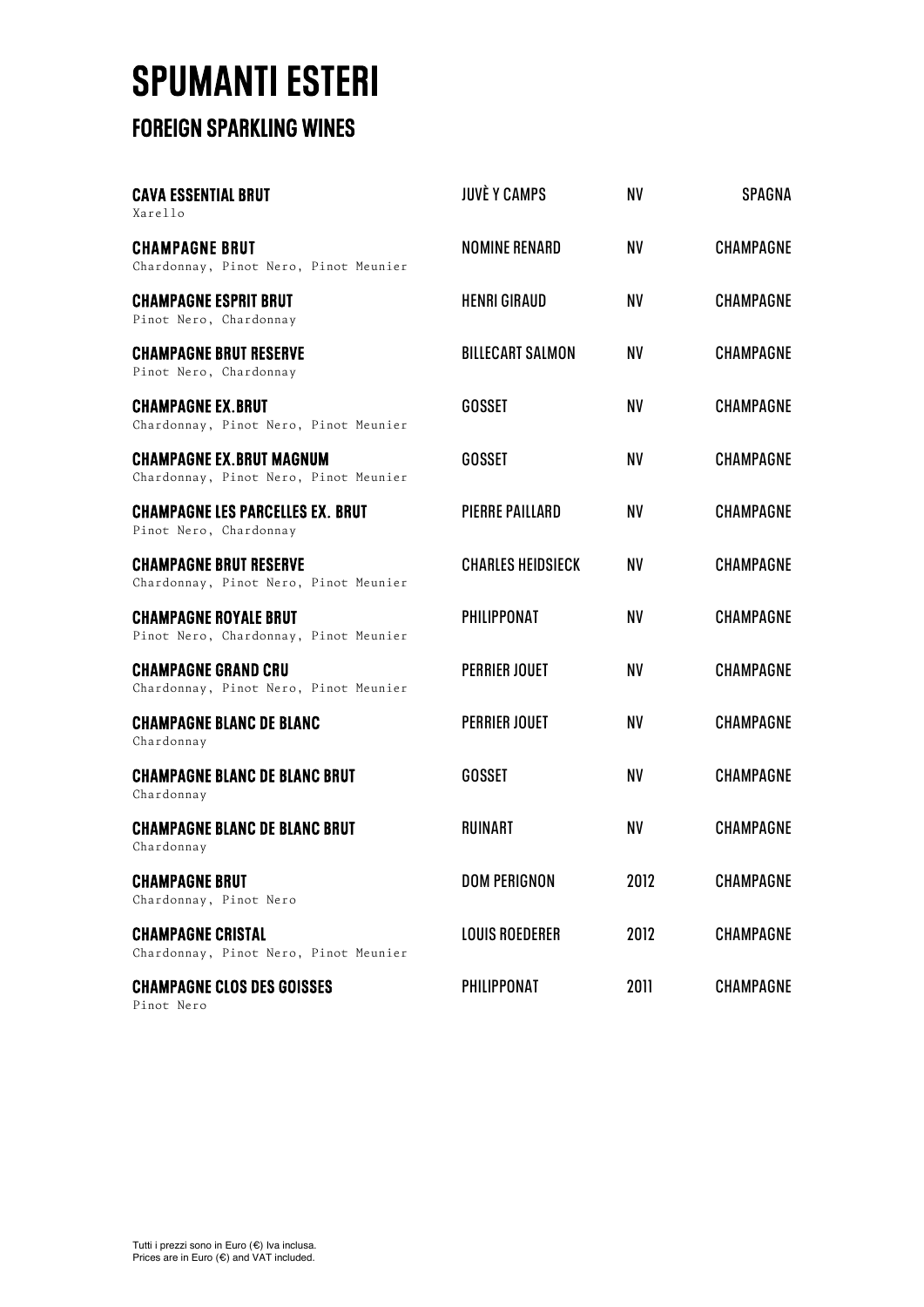# SPUMANTI ESTERI

## FOREIGN SPARKLING WINES

| | | | |
|---|---|---|---|
| **CAVA ESSENTIAL BRUT**<br>Xarello | JUVÈ Y CAMPS | NV | SPAGNA |
| **CHAMPAGNE BRUT**<br>Chardonnay, Pinot Nero, Pinot Meunier | NOMINE RENARD | NV | CHAMPAGNE |
| **CHAMPAGNE ESPRIT BRUT**<br>Pinot Nero, Chardonnay | HENRI GIRAUD | NV | CHAMPAGNE |
| **CHAMPAGNE BRUT RESERVE**<br>Pinot Nero, Chardonnay | BILLECART SALMON | NV | CHAMPAGNE |
| **CHAMPAGNE EX.BRUT**<br>Chardonnay, Pinot Nero, Pinot Meunier | GOSSET | NV | CHAMPAGNE |
| **CHAMPAGNE EX.BRUT MAGNUM**<br>Chardonnay, Pinot Nero, Pinot Meunier | GOSSET | NV | CHAMPAGNE |
| **CHAMPAGNE LES PARCELLES EX. BRUT**<br>Pinot Nero, Chardonnay | PIERRE PAILLARD | NV | CHAMPAGNE |
| **CHAMPAGNE BRUT RESERVE**<br>Chardonnay, Pinot Nero, Pinot Meunier | CHARLES HEIDSIECK | NV | CHAMPAGNE |
| **CHAMPAGNE ROYALE BRUT**<br>Pinot Nero, Chardonnay, Pinot Meunier | PHILIPPONAT | NV | CHAMPAGNE |
| **CHAMPAGNE GRAND CRU**<br>Chardonnay, Pinot Nero, Pinot Meunier | PERRIER JOUET | NV | CHAMPAGNE |
| **CHAMPAGNE BLANC DE BLANC**<br>Chardonnay | PERRIER JOUET | NV | CHAMPAGNE |
| **CHAMPAGNE BLANC DE BLANC BRUT**<br>Chardonnay | GOSSET | NV | CHAMPAGNE |
| **CHAMPAGNE BLANC DE BLANC BRUT**<br>Chardonnay | RUINART | NV | CHAMPAGNE |
| **CHAMPAGNE BRUT**<br>Chardonnay, Pinot Nero | DOM PERIGNON | 2012 | CHAMPAGNE |
| **CHAMPAGNE CRISTAL**<br>Chardonnay, Pinot Nero, Pinot Meunier | LOUIS ROEDERER | 2012 | CHAMPAGNE |
| **CHAMPAGNE CLOS DES GOISSES**<br>Pinot Nero | PHILIPPONAT | 2011 | CHAMPAGNE |

Tutti i prezzi sono in Euro (€) Iva inclusa.
Prices are in Euro (€) and VAT included.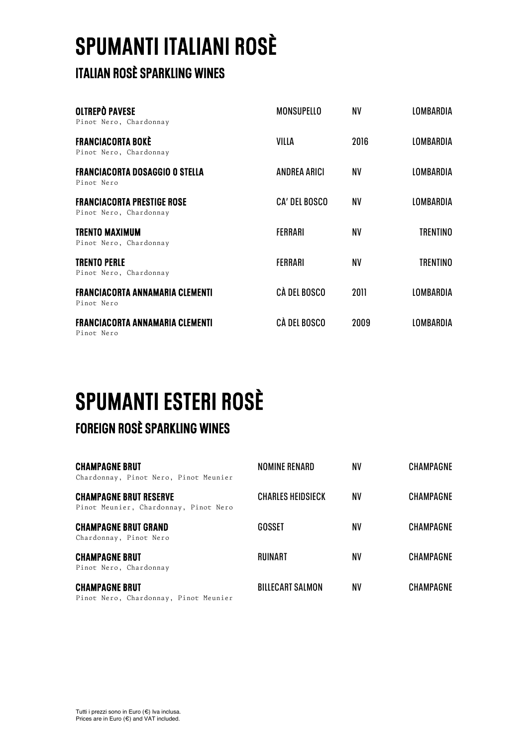# SPUMANTI ITALIANI ROSÈ

## ITALIAN ROSÈ SPARKLING WINES

| | | | |
|---|---|---|---|
| **OLTREPÒ PAVESE**<br>Pinot Nero, Chardonnay | MONSUPELLO | NV | LOMBARDIA |
| **FRANCIACORTA BOKÈ**<br>Pinot Nero, Chardonnay | VILLA | 2016 | LOMBARDIA |
| **FRANCIACORTA DOSAGGIO O STELLA**<br>Pinot Nero | ANDREA ARICI | NV | LOMBARDIA |
| **FRANCIACORTA PRESTIGE ROSE**<br>Pinot Nero, Chardonnay | CA' DEL BOSCO | NV | LOMBARDIA |
| **TRENTO MAXIMUM**<br>Pinot Nero, Chardonnay | FERRARI | NV | TRENTINO |
| **TRENTO PERLE**<br>Pinot Nero, Chardonnay | FERRARI | NV | TRENTINO |
| **FRANCIACORTA ANNAMARIA CLEMENTI**<br>Pinot Nero | CÀ DEL BOSCO | 2011 | LOMBARDIA |
| **FRANCIACORTA ANNAMARIA CLEMENTI**<br>Pinot Nero | CÀ DEL BOSCO | 2009 | LOMBARDIA |

# SPUMANTI ESTERI ROSÈ

## FOREIGN ROSÈ SPARKLING WINES

| | | | |
|---|---|---|---|
| **CHAMPAGNE BRUT**<br>Chardonnay, Pinot Nero, Pinot Meunier | NOMINE RENARD | NV | CHAMPAGNE |
| **CHAMPAGNE BRUT RESERVE**<br>Pinot Meunier, Chardonnay, Pinot Nero | CHARLES HEIDSIECK | NV | CHAMPAGNE |
| **CHAMPAGNE BRUT GRAND**<br>Chardonnay, Pinot Nero | GOSSET | NV | CHAMPAGNE |
| **CHAMPAGNE BRUT**<br>Pinot Nero, Chardonnay | RUINART | NV | CHAMPAGNE |
| **CHAMPAGNE BRUT**<br>Pinot Nero, Chardonnay, Pinot Meunier | BILLECART SALMON | NV | CHAMPAGNE |

Tutti i prezzi sono in Euro (€) Iva inclusa.
Prices are in Euro (€) and VAT included.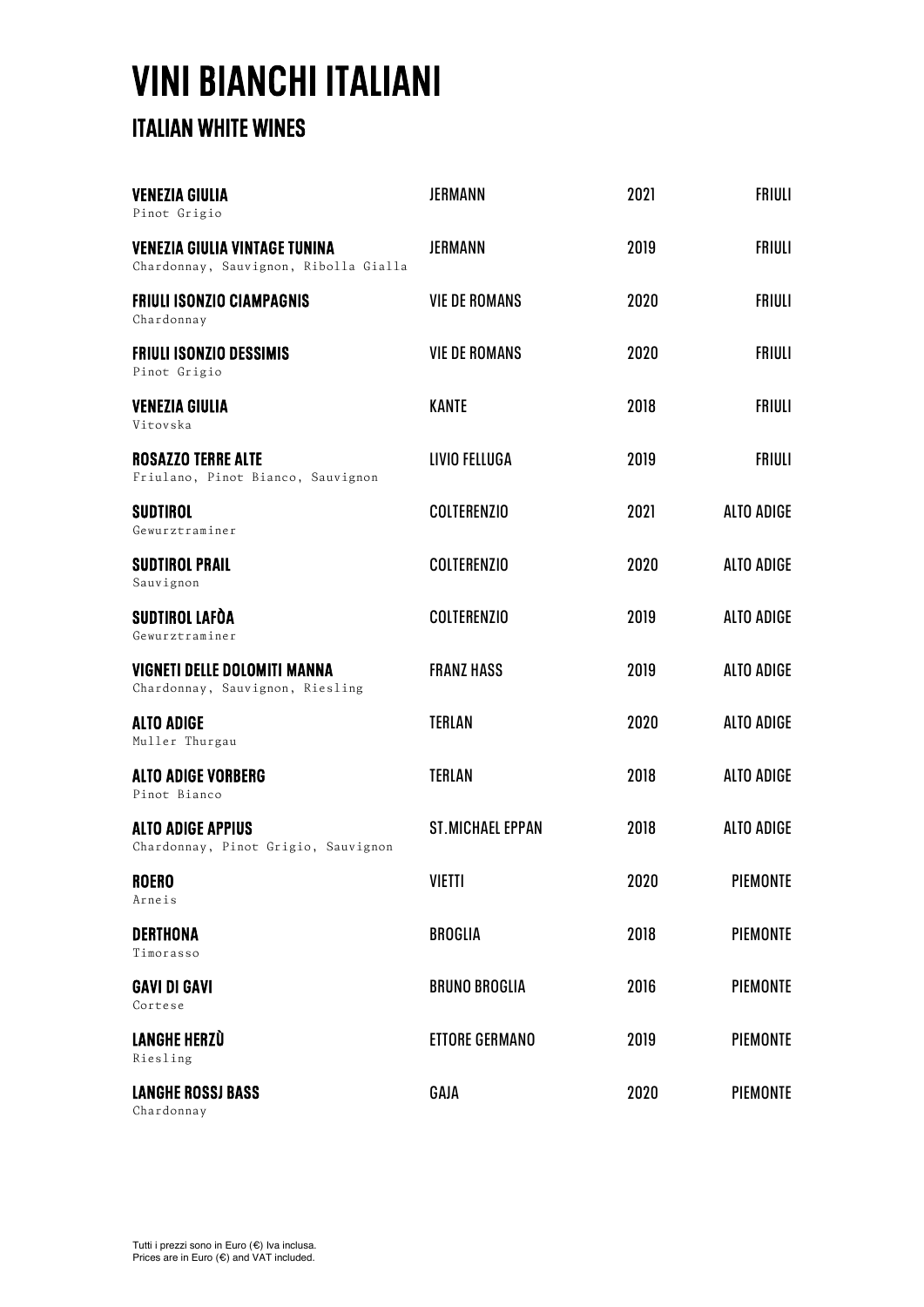# VINI BIANCHI ITALIANI

## ITALIAN WHITE WINES

| Wine | Producer | Vintage | Region |
|---|---|---|---|
| **VENEZIA GIULIA**<br>Pinot Grigio | JERMANN | 2021 | FRIULI |
| **VENEZIA GIULIA VINTAGE TUNINA**<br>Chardonnay, Sauvignon, Ribolla Gialla | JERMANN | 2019 | FRIULI |
| **FRIULI ISONZIO CIAMPAGNIS**<br>Chardonnay | VIE DE ROMANS | 2020 | FRIULI |
| **FRIULI ISONZIO DESSIMIS**<br>Pinot Grigio | VIE DE ROMANS | 2020 | FRIULI |
| **VENEZIA GIULIA**<br>Vitovska | KANTE | 2018 | FRIULI |
| **ROSAZZO TERRE ALTE**<br>Friulano, Pinot Bianco, Sauvignon | LIVIO FELLUGA | 2019 | FRIULI |
| **SUDTIROL**<br>Gewurztraminer | COLTERENZIO | 2021 | ALTO ADIGE |
| **SUDTIROL PRAIL**<br>Sauvignon | COLTERENZIO | 2020 | ALTO ADIGE |
| **SUDTIROL LAFÒA**<br>Gewurztraminer | COLTERENZIO | 2019 | ALTO ADIGE |
| **VIGNETI DELLE DOLOMITI MANNA**<br>Chardonnay, Sauvignon, Riesling | FRANZ HASS | 2019 | ALTO ADIGE |
| **ALTO ADIGE**<br>Muller Thurgau | TERLAN | 2020 | ALTO ADIGE |
| **ALTO ADIGE VORBERG**<br>Pinot Bianco | TERLAN | 2018 | ALTO ADIGE |
| **ALTO ADIGE APPIUS**<br>Chardonnay, Pinot Grigio, Sauvignon | ST.MICHAEL EPPAN | 2018 | ALTO ADIGE |
| **ROERO**<br>Arneis | VIETTI | 2020 | PIEMONTE |
| **DERTHONA**<br>Timorasso | BROGLIA | 2018 | PIEMONTE |
| **GAVI DI GAVI**<br>Cortese | BRUNO BROGLIA | 2016 | PIEMONTE |
| **LANGHE HERZÙ**<br>Riesling | ETTORE GERMANO | 2019 | PIEMONTE |
| **LANGHE ROSSJ BASS**<br>Chardonnay | GAJA | 2020 | PIEMONTE |

Tutti i prezzi sono in Euro (€) Iva inclusa.
Prices are in Euro (€) and VAT included.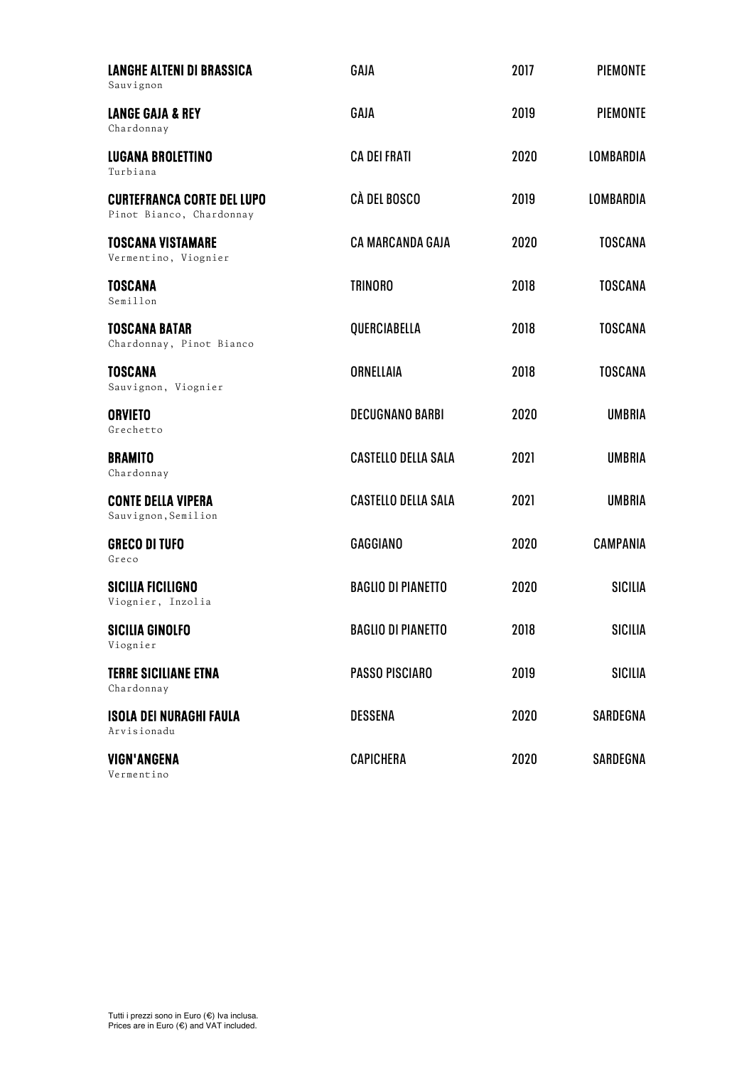| Wine | Producer | Vintage | Region |
|---|---|---|---|
| **LANGHE ALTENI DI BRASSICA**<br>Sauvignon | GAJA | 2017 | PIEMONTE |
| **LANGE GAJA & REY**<br>Chardonnay | GAJA | 2019 | PIEMONTE |
| **LUGANA BROLETTINO**<br>Turbiana | CA DEI FRATI | 2020 | LOMBARDIA |
| **CURTEFRANCA CORTE DEL LUPO**<br>Pinot Bianco, Chardonnay | CÀ DEL BOSCO | 2019 | LOMBARDIA |
| **TOSCANA VISTAMARE**<br>Vermentino, Viognier | CA MARCANDA GAJA | 2020 | TOSCANA |
| **TOSCANA**<br>Semillon | TRINORO | 2018 | TOSCANA |
| **TOSCANA BATAR**<br>Chardonnay, Pinot Bianco | QUERCIABELLA | 2018 | TOSCANA |
| **TOSCANA**<br>Sauvignon, Viognier | ORNELLAIA | 2018 | TOSCANA |
| **ORVIETO**<br>Grechetto | DECUGNANO BARBI | 2020 | UMBRIA |
| **BRAMITO**<br>Chardonnay | CASTELLO DELLA SALA | 2021 | UMBRIA |
| **CONTE DELLA VIPERA**<br>Sauvignon,Semilion | CASTELLO DELLA SALA | 2021 | UMBRIA |
| **GRECO DI TUFO**<br>Greco | GAGGIANO | 2020 | CAMPANIA |
| **SICILIA FICILIGNO**<br>Viognier, Inzolia | BAGLIO DI PIANETTO | 2020 | SICILIA |
| **SICILIA GINOLFO**<br>Viognier | BAGLIO DI PIANETTO | 2018 | SICILIA |
| **TERRE SICILIANE ETNA**<br>Chardonnay | PASSO PISCIARO | 2019 | SICILIA |
| **ISOLA DEI NURAGHI FAULA**<br>Arvisionadu | DESSENA | 2020 | SARDEGNA |
| **VIGN'ANGENA**<br>Vermentino | CAPICHERA | 2020 | SARDEGNA |

Tutti i prezzi sono in Euro (€) Iva inclusa.
Prices are in Euro (€) and VAT included.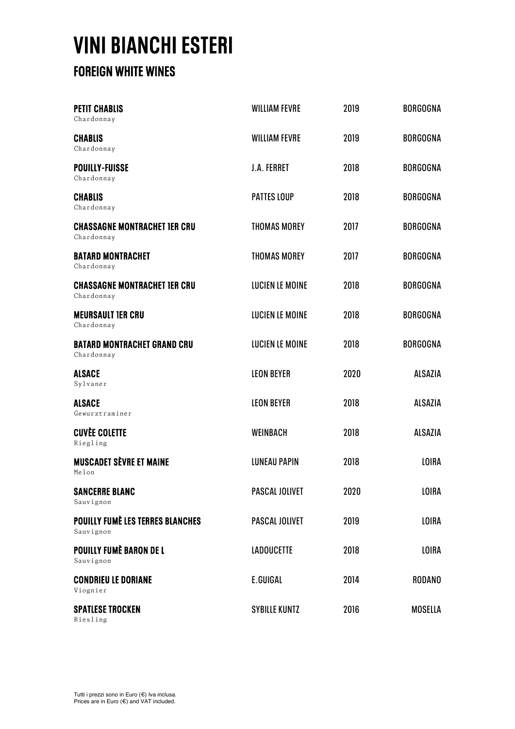# VINI BIANCHI ESTERI

## FOREIGN WHITE WINES

| | | | |
|---|---|---|---|
| **PETIT CHABLIS**<br>Chardonnay | WILLIAM FEVRE | 2019 | BORGOGNA |
| **CHABLIS**<br>Chardonnay | WILLIAM FEVRE | 2019 | BORGOGNA |
| **POUILLY-FUISSE**<br>Chardonnay | J.A. FERRET | 2018 | BORGOGNA |
| **CHABLIS**<br>Chardonnay | PATTES LOUP | 2018 | BORGOGNA |
| **CHASSAGNE MONTRACHET 1ER CRU**<br>Chardonnay | THOMAS MOREY | 2017 | BORGOGNA |
| **BATARD MONTRACHET**<br>Chardonnay | THOMAS MOREY | 2017 | BORGOGNA |
| **CHASSAGNE MONTRACHET 1ER CRU**<br>Chardonnay | LUCIEN LE MOINE | 2018 | BORGOGNA |
| **MEURSAULT 1ER CRU**<br>Chardonnay | LUCIEN LE MOINE | 2018 | BORGOGNA |
| **BATARD MONTRACHET GRAND CRU**<br>Chardonnay | LUCIEN LE MOINE | 2018 | BORGOGNA |
| **ALSACE**<br>Sylvaner | LEON BEYER | 2020 | ALSAZIA |
| **ALSACE**<br>Gewurztraminer | LEON BEYER | 2018 | ALSAZIA |
| **CUVÈE COLETTE**<br>Riegling | WEINBACH | 2018 | ALSAZIA |
| **MUSCADET SÈVRE ET MAINE**<br>Melon | LUNEAU PAPIN | 2018 | LOIRA |
| **SANCERRE BLANC**<br>Sauvignon | PASCAL JOLIVET | 2020 | LOIRA |
| **POUILLY FUMÈ LES TERRES BLANCHES**<br>Sauvignon | PASCAL JOLIVET | 2019 | LOIRA |
| **POUILLY FUMÈ BARON DE L**<br>Sauvignon | LADOUCETTE | 2018 | LOIRA |
| **CONDRIEU LE DORIANE**<br>Viognier | E.GUIGAL | 2014 | RODANO |
| **SPATLESE TROCKEN**<br>Riesling | SYBILLE KUNTZ | 2016 | MOSELLA |

Tutti i prezzi sono in Euro (€) Iva inclusa.
Prices are in Euro (€) and VAT included.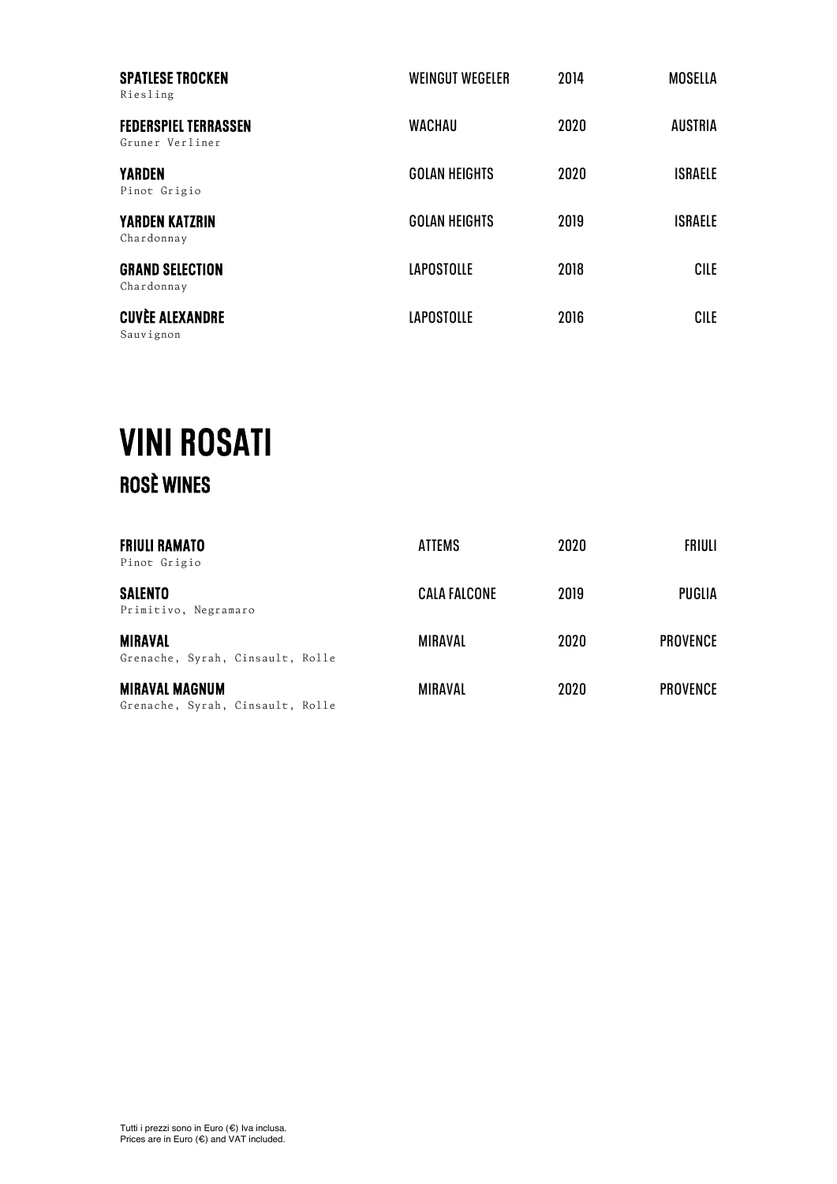| | | | |
|---|---|---|---|
| **SPATLESE TROCKEN**<br>Riesling | WEINGUT WEGELER | 2014 | MOSELLA |
| **FEDERSPIEL TERRASSEN**<br>Gruner Verliner | WACHAU | 2020 | AUSTRIA |
| **YARDEN**<br>Pinot Grigio | GOLAN HEIGHTS | 2020 | ISRAELE |
| **YARDEN KATZRIN**<br>Chardonnay | GOLAN HEIGHTS | 2019 | ISRAELE |
| **GRAND SELECTION**<br>Chardonnay | LAPOSTOLLE | 2018 | CILE |
| **CUVÈE ALEXANDRE**<br>Sauvignon | LAPOSTOLLE | 2016 | CILE |

# VINI ROSATI

## ROSÈ WINES

| | | | |
|---|---|---|---|
| **FRIULI RAMATO**<br>Pinot Grigio | ATTEMS | 2020 | FRIULI |
| **SALENTO**<br>Primitivo, Negramaro | CALA FALCONE | 2019 | PUGLIA |
| **MIRAVAL**<br>Grenache, Syrah, Cinsault, Rolle | MIRAVAL | 2020 | PROVENCE |
| **MIRAVAL MAGNUM**<br>Grenache, Syrah, Cinsault, Rolle | MIRAVAL | 2020 | PROVENCE |

Tutti i prezzi sono in Euro (€) Iva inclusa.
Prices are in Euro (€) and VAT included.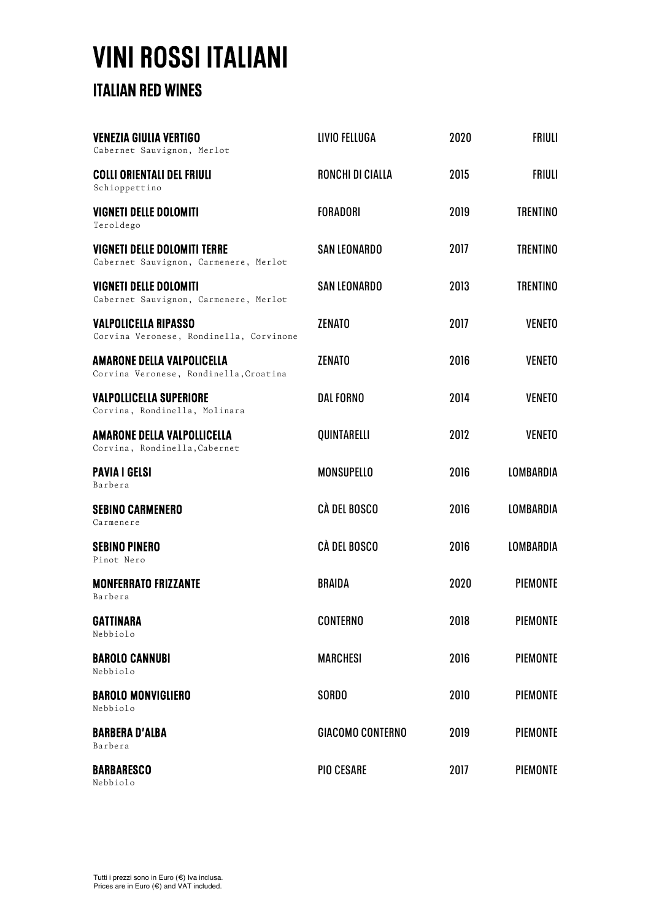# VINI ROSSI ITALIANI

## ITALIAN RED WINES

| Wine | Producer | Vintage | Region |
|---|---|---|---|
| **VENEZIA GIULIA VERTIGO**<br>Cabernet Sauvignon, Merlot | LIVIO FELLUGA | 2020 | FRIULI |
| **COLLI ORIENTALI DEL FRIULI**<br>Schioppettino | RONCHI DI CIALLA | 2015 | FRIULI |
| **VIGNETI DELLE DOLOMITI**<br>Teroldego | FORADORI | 2019 | TRENTINO |
| **VIGNETI DELLE DOLOMITI TERRE**<br>Cabernet Sauvignon, Carmenere, Merlot | SAN LEONARDO | 2017 | TRENTINO |
| **VIGNETI DELLE DOLOMITI**<br>Cabernet Sauvignon, Carmenere, Merlot | SAN LEONARDO | 2013 | TRENTINO |
| **VALPOLICELLA RIPASSO**<br>Corvina Veronese, Rondinella, Corvinone | ZENATO | 2017 | VENETO |
| **AMARONE DELLA VALPOLICELLA**<br>Corvina Veronese, Rondinella,Croatina | ZENATO | 2016 | VENETO |
| **VALPOLLICELLA SUPERIORE**<br>Corvina, Rondinella, Molinara | DAL FORNO | 2014 | VENETO |
| **AMARONE DELLA VALPOLLICELLA**<br>Corvina, Rondinella,Cabernet | QUINTARELLI | 2012 | VENETO |
| **PAVIA I GELSI**<br>Barbera | MONSUPELLO | 2016 | LOMBARDIA |
| **SEBINO CARMENERO**<br>Carmenere | CÀ DEL BOSCO | 2016 | LOMBARDIA |
| **SEBINO PINERO**<br>Pinot Nero | CÀ DEL BOSCO | 2016 | LOMBARDIA |
| **MONFERRATO FRIZZANTE**<br>Barbera | BRAIDA | 2020 | PIEMONTE |
| **GATTINARA**<br>Nebbiolo | CONTERNO | 2018 | PIEMONTE |
| **BAROLO CANNUBI**<br>Nebbiolo | MARCHESI | 2016 | PIEMONTE |
| **BAROLO MONVIGLIERO**<br>Nebbiolo | SORDO | 2010 | PIEMONTE |
| **BARBERA D'ALBA**<br>Barbera | GIACOMO CONTERNO | 2019 | PIEMONTE |
| **BARBARESCO**<br>Nebbiolo | PIO CESARE | 2017 | PIEMONTE |

Tutti i prezzi sono in Euro (€) Iva inclusa.
Prices are in Euro (€) and VAT included.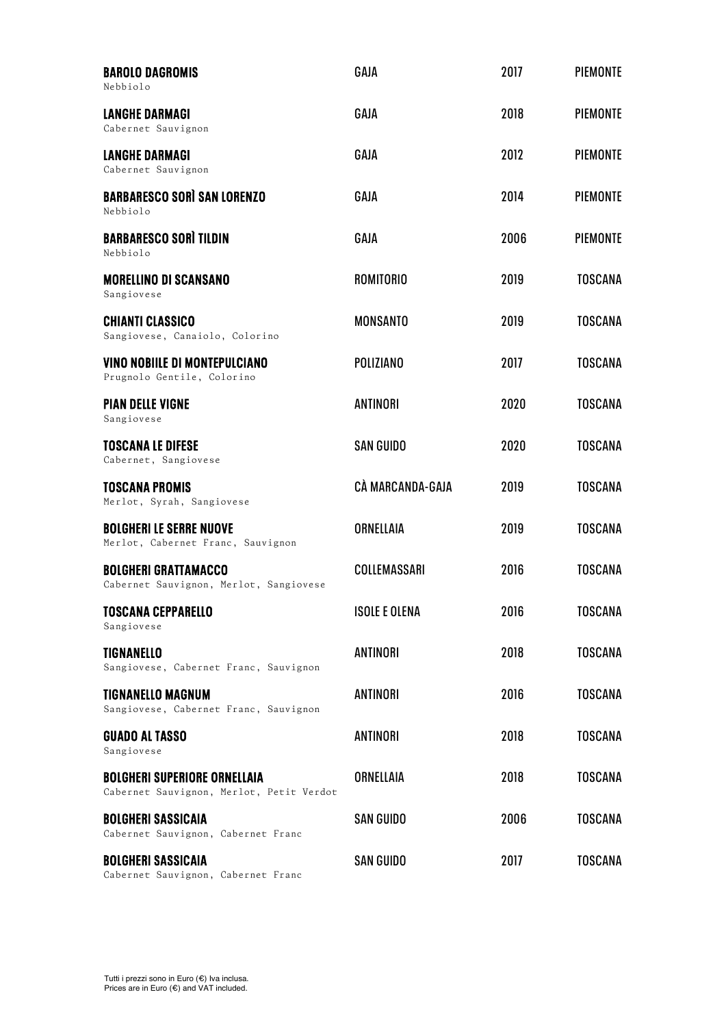| Wine | Producer | Vintage | Region |
|---|---|---|---|
| **BAROLO DAGROMIS**<br>Nebbiolo | GAJA | 2017 | PIEMONTE |
| **LANGHE DARMAGI**<br>Cabernet Sauvignon | GAJA | 2018 | PIEMONTE |
| **LANGHE DARMAGI**<br>Cabernet Sauvignon | GAJA | 2012 | PIEMONTE |
| **BARBARESCO SORÌ SAN LORENZO**<br>Nebbiolo | GAJA | 2014 | PIEMONTE |
| **BARBARESCO SORÌ TILDIN**<br>Nebbiolo | GAJA | 2006 | PIEMONTE |
| **MORELLINO DI SCANSANO**<br>Sangiovese | ROMITORIO | 2019 | TOSCANA |
| **CHIANTI CLASSICO**<br>Sangiovese, Canaiolo, Colorino | MONSANTO | 2019 | TOSCANA |
| **VINO NOBIILE DI MONTEPULCIANO**<br>Prugnolo Gentile, Colorino | POLIZIANO | 2017 | TOSCANA |
| **PIAN DELLE VIGNE**<br>Sangiovese | ANTINORI | 2020 | TOSCANA |
| **TOSCANA LE DIFESE**<br>Cabernet, Sangiovese | SAN GUIDO | 2020 | TOSCANA |
| **TOSCANA PROMIS**<br>Merlot, Syrah, Sangiovese | CÀ MARCANDA-GAJA | 2019 | TOSCANA |
| **BOLGHERI LE SERRE NUOVE**<br>Merlot, Cabernet Franc, Sauvignon | ORNELLAIA | 2019 | TOSCANA |
| **BOLGHERI GRATTAMACCO**<br>Cabernet Sauvignon, Merlot, Sangiovese | COLLEMASSARI | 2016 | TOSCANA |
| **TOSCANA CEPPARELLO**<br>Sangiovese | ISOLE E OLENA | 2016 | TOSCANA |
| **TIGNANELLO**<br>Sangiovese, Cabernet Franc, Sauvignon | ANTINORI | 2018 | TOSCANA |
| **TIGNANELLO MAGNUM**<br>Sangiovese, Cabernet Franc, Sauvignon | ANTINORI | 2016 | TOSCANA |
| **GUADO AL TASSO**<br>Sangiovese | ANTINORI | 2018 | TOSCANA |
| **BOLGHERI SUPERIORE ORNELLAIA**<br>Cabernet Sauvignon, Merlot, Petit Verdot | ORNELLAIA | 2018 | TOSCANA |
| **BOLGHERI SASSICAIA**<br>Cabernet Sauvignon, Cabernet Franc | SAN GUIDO | 2006 | TOSCANA |
| **BOLGHERI SASSICAIA**<br>Cabernet Sauvignon, Cabernet Franc | SAN GUIDO | 2017 | TOSCANA |

Tutti i prezzi sono in Euro (€) Iva inclusa.
Prices are in Euro (€) and VAT included.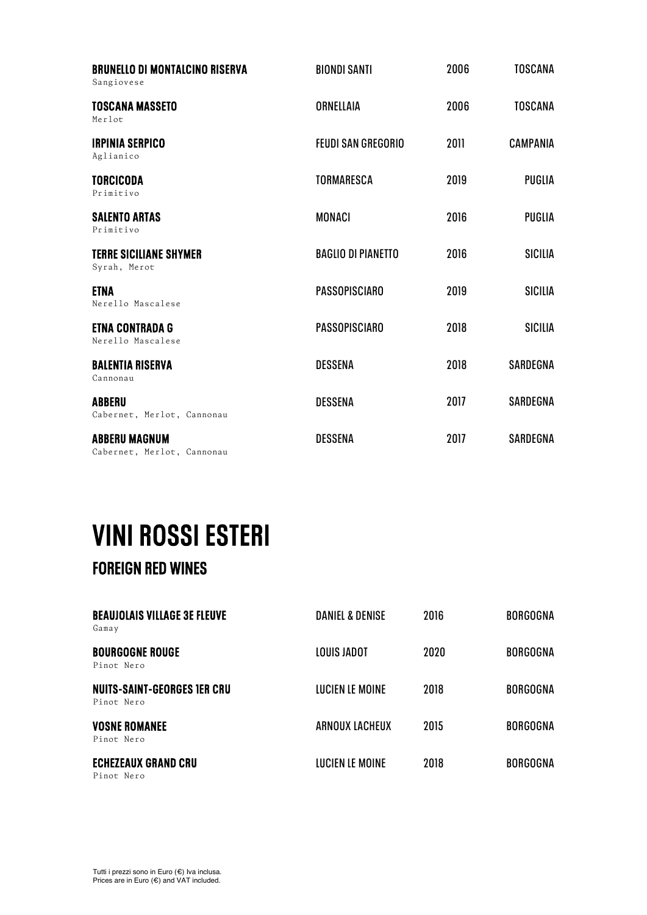| | | | |
|---|---|---|---|
| **BRUNELLO DI MONTALCINO RISERVA**<br>Sangiovese | BIONDI SANTI | 2006 | TOSCANA |
| **TOSCANA MASSETO**<br>Merlot | ORNELLAIA | 2006 | TOSCANA |
| **IRPINIA SERPICO**<br>Aglianico | FEUDI SAN GREGORIO | 2011 | CAMPANIA |
| **TORCICODA**<br>Primitivo | TORMARESCA | 2019 | PUGLIA |
| **SALENTO ARTAS**<br>Primitivo | MONACI | 2016 | PUGLIA |
| **TERRE SICILIANE SHYMER**<br>Syrah, Merot | BAGLIO DI PIANETTO | 2016 | SICILIA |
| **ETNA**<br>Nerello Mascalese | PASSOPISCIARO | 2019 | SICILIA |
| **ETNA CONTRADA G**<br>Nerello Mascalese | PASSOPISCIARO | 2018 | SICILIA |
| **BALENTIA RISERVA**<br>Cannonau | DESSENA | 2018 | SARDEGNA |
| **ABBERU**<br>Cabernet, Merlot, Cannonau | DESSENA | 2017 | SARDEGNA |
| **ABBERU MAGNUM**<br>Cabernet, Merlot, Cannonau | DESSENA | 2017 | SARDEGNA |

# VINI ROSSI ESTERI

## FOREIGN RED WINES

| | | | |
|---|---|---|---|
| **BEAUJOLAIS VILLAGE 3E FLEUVE**<br>Gamay | DANIEL & DENISE | 2016 | BORGOGNA |
| **BOURGOGNE ROUGE**<br>Pinot Nero | LOUIS JADOT | 2020 | BORGOGNA |
| **NUITS-SAINT-GEORGES 1ER CRU**<br>Pinot Nero | LUCIEN LE MOINE | 2018 | BORGOGNA |
| **VOSNE ROMANEE**<br>Pinot Nero | ARNOUX LACHEUX | 2015 | BORGOGNA |
| **ECHEZEAUX GRAND CRU**<br>Pinot Nero | LUCIEN LE MOINE | 2018 | BORGOGNA |

Tutti i prezzi sono in Euro (€) Iva inclusa.
Prices are in Euro (€) and VAT included.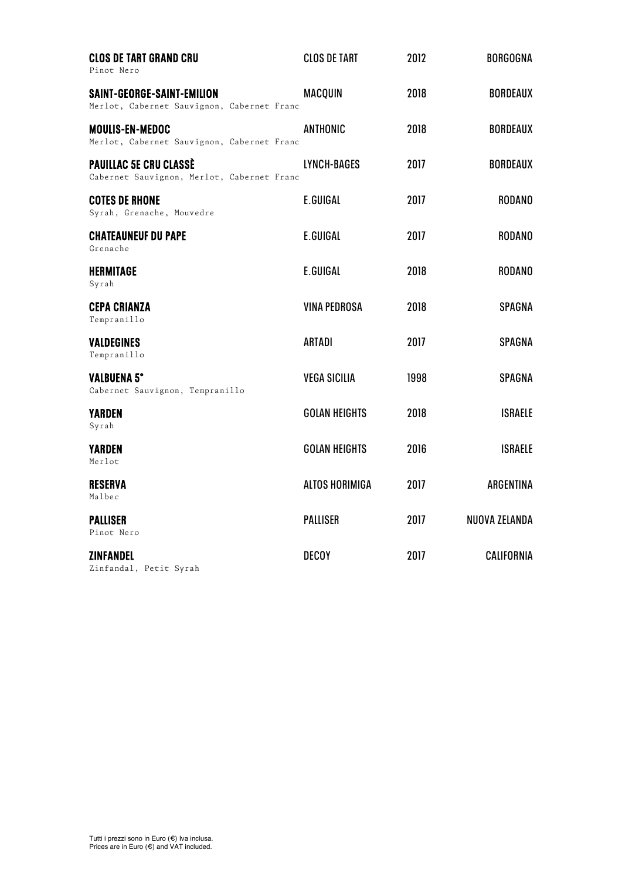| | | | |
|---|---|---|---|
| **CLOS DE TART GRAND CRU**<br>Pinot Nero | CLOS DE TART | 2012 | BORGOGNA |
| **SAINT-GEORGE-SAINT-EMILION**<br>Merlot, Cabernet Sauvignon, Cabernet Franc | MACQUIN | 2018 | BORDEAUX |
| **MOULIS-EN-MEDOC**<br>Merlot, Cabernet Sauvignon, Cabernet Franc | ANTHONIC | 2018 | BORDEAUX |
| **PAUILLAC 5E CRU CLASSÈ**<br>Cabernet Sauvignon, Merlot, Cabernet Franc | LYNCH-BAGES | 2017 | BORDEAUX |
| **COTES DE RHONE**<br>Syrah, Grenache, Mouvedre | E.GUIGAL | 2017 | RODANO |
| **CHATEAUNEUF DU PAPE**<br>Grenache | E.GUIGAL | 2017 | RODANO |
| **HERMITAGE**<br>Syrah | E.GUIGAL | 2018 | RODANO |
| **CEPA CRIANZA**<br>Tempranillo | VINA PEDROSA | 2018 | SPAGNA |
| **VALDEGINES**<br>Tempranillo | ARTADI | 2017 | SPAGNA |
| **VALBUENA 5°**<br>Cabernet Sauvignon, Tempranillo | VEGA SICILIA | 1998 | SPAGNA |
| **YARDEN**<br>Syrah | GOLAN HEIGHTS | 2018 | ISRAELE |
| **YARDEN**<br>Merlot | GOLAN HEIGHTS | 2016 | ISRAELE |
| **RESERVA**<br>Malbec | ALTOS HORIMIGA | 2017 | ARGENTINA |
| **PALLISER**<br>Pinot Nero | PALLISER | 2017 | NUOVA ZELANDA |
| **ZINFANDEL**<br>Zinfandal, Petit Syrah | DECOY | 2017 | CALIFORNIA |

Tutti i prezzi sono in Euro (€) Iva inclusa.
Prices are in Euro (€) and VAT included.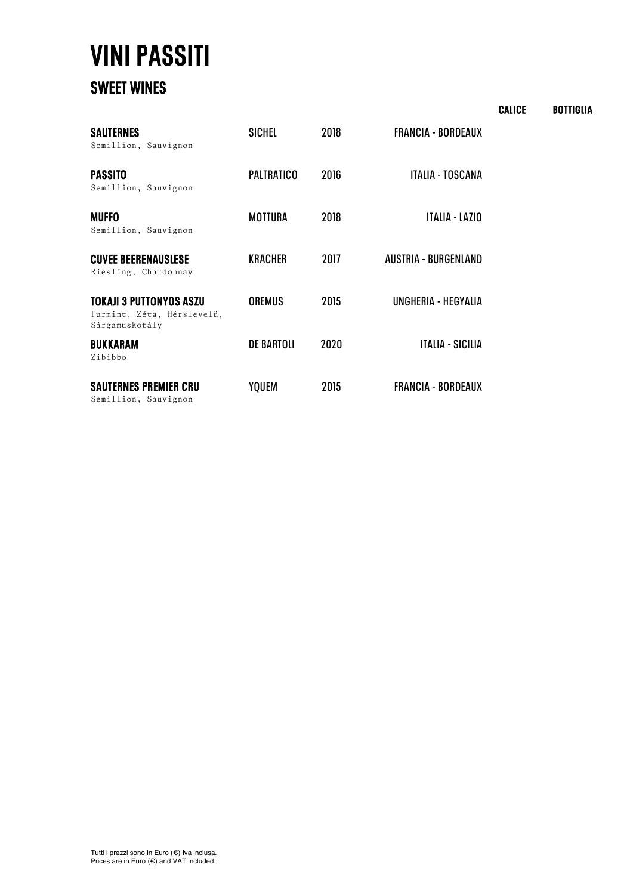# VINI PASSITI

## SWEET WINES

| | | | | CALICE | BOTTIGLIA |
|---|---|---|---|---|---|
| **SAUTERNES**<br>Semillion, Sauvignon | SICHEL | 2018 | FRANCIA - BORDEAUX | | |
| **PASSITO**<br>Semillion, Sauvignon | PALTRATICO | 2016 | ITALIA - TOSCANA | | |
| **MUFFO**<br>Semillion, Sauvignon | MOTTURA | 2018 | ITALIA - LAZIO | | |
| **CUVEE BEERENAUSLESE**<br>Riesling, Chardonnay | KRACHER | 2017 | AUSTRIA - BURGENLAND | | |
| **TOKAJI 3 PUTTONYOS ASZU**<br>Furmint, Zéta, Hérslevelü, Sárgamuskotály | OREMUS | 2015 | UNGHERIA - HEGYALIA | | |
| **BUKKARAM**<br>Zibibbo | DE BARTOLI | 2020 | ITALIA - SICILIA | | |
| **SAUTERNES PREMIER CRU**<br>Semillion, Sauvignon | YQUEM | 2015 | FRANCIA - BORDEAUX | | |

Tutti i prezzi sono in Euro (€) Iva inclusa.
Prices are in Euro (€) and VAT included.